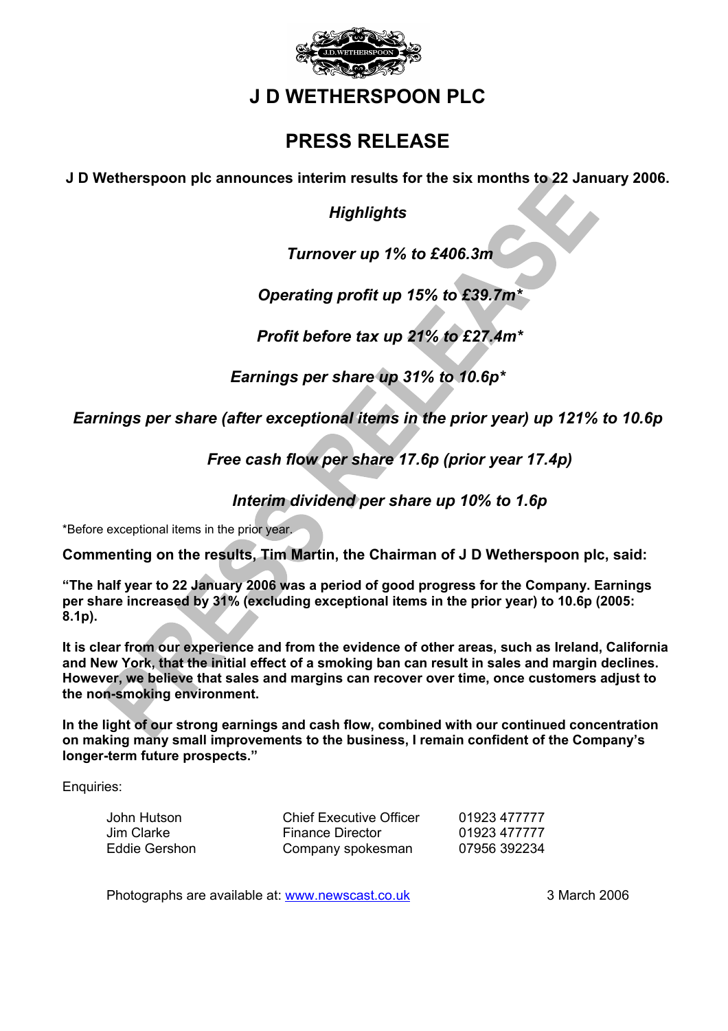# J D WETHERSPOON PLC

## PRESS RELEASE

**J D Wetherspoon plc announces interim results for the six months to 22 January 2006.**

***Highlights***

***Turnover up 1% to £406.3m***

***Operating profit up 15% to £39.7m****

***Profit before tax up 21% to £27.4m****

***Earnings per share up 31% to 10.6p****

***Earnings per share (after exceptional items in the prior year) up 121% to 10.6p***

***Free cash flow per share 17.6p (prior year 17.4p)***

***Interim dividend per share up 10% to 1.6p***

*Before exceptional items in the prior year.

**Commenting on the results, Tim Martin, the Chairman of J D Wetherspoon plc, said:**

**"The half year to 22 January 2006 was a period of good progress for the Company. Earnings per share increased by 31% (excluding exceptional items in the prior year) to 10.6p (2005: 8.1p).**

**It is clear from our experience and from the evidence of other areas, such as Ireland, California and New York, that the initial effect of a smoking ban can result in sales and margin declines. However, we believe that sales and margins can recover over time, once customers adjust to the non-smoking environment.**

**In the light of our strong earnings and cash flow, combined with our continued concentration on making many small improvements to the business, I remain confident of the Company's longer-term future prospects."**

Enquiries:

| | | |
|---|---|---|
| John Hutson | Chief Executive Officer | 01923 477777 |
| Jim Clarke | Finance Director | 01923 477777 |
| Eddie Gershon | Company spokesman | 07956 392234 |

Photographs are available at: www.newscast.co.uk

3 March 2006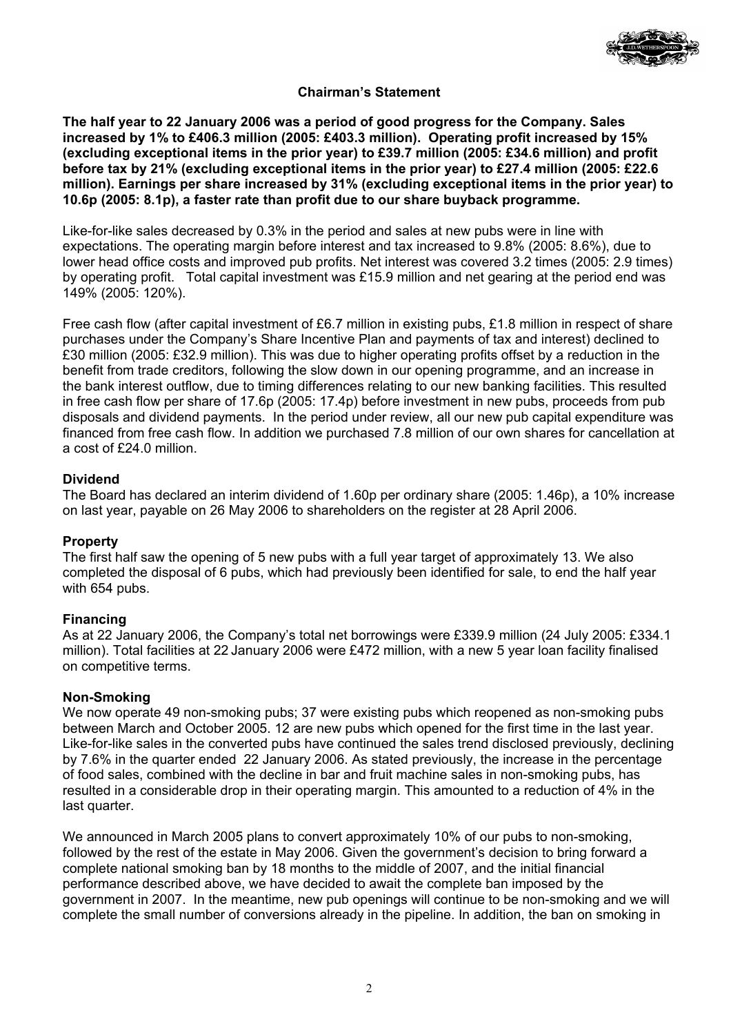## Chairman's Statement

**The half year to 22 January 2006 was a period of good progress for the Company. Sales increased by 1% to £406.3 million (2005: £403.3 million). Operating profit increased by 15% (excluding exceptional items in the prior year) to £39.7 million (2005: £34.6 million) and profit before tax by 21% (excluding exceptional items in the prior year) to £27.4 million (2005: £22.6 million). Earnings per share increased by 31% (excluding exceptional items in the prior year) to 10.6p (2005: 8.1p), a faster rate than profit due to our share buyback programme.**

Like-for-like sales decreased by 0.3% in the period and sales at new pubs were in line with expectations. The operating margin before interest and tax increased to 9.8% (2005: 8.6%), due to lower head office costs and improved pub profits. Net interest was covered 3.2 times (2005: 2.9 times) by operating profit. Total capital investment was £15.9 million and net gearing at the period end was 149% (2005: 120%).

Free cash flow (after capital investment of £6.7 million in existing pubs, £1.8 million in respect of share purchases under the Company's Share Incentive Plan and payments of tax and interest) declined to £30 million (2005: £32.9 million). This was due to higher operating profits offset by a reduction in the benefit from trade creditors, following the slow down in our opening programme, and an increase in the bank interest outflow, due to timing differences relating to our new banking facilities. This resulted in free cash flow per share of 17.6p (2005: 17.4p) before investment in new pubs, proceeds from pub disposals and dividend payments. In the period under review, all our new pub capital expenditure was financed from free cash flow. In addition we purchased 7.8 million of our own shares for cancellation at a cost of £24.0 million.

### Dividend

The Board has declared an interim dividend of 1.60p per ordinary share (2005: 1.46p), a 10% increase on last year, payable on 26 May 2006 to shareholders on the register at 28 April 2006.

### Property

The first half saw the opening of 5 new pubs with a full year target of approximately 13. We also completed the disposal of 6 pubs, which had previously been identified for sale, to end the half year with 654 pubs.

### Financing

As at 22 January 2006, the Company's total net borrowings were £339.9 million (24 July 2005: £334.1 million). Total facilities at 22 January 2006 were £472 million, with a new 5 year loan facility finalised on competitive terms.

### Non-Smoking

We now operate 49 non-smoking pubs; 37 were existing pubs which reopened as non-smoking pubs between March and October 2005. 12 are new pubs which opened for the first time in the last year. Like-for-like sales in the converted pubs have continued the sales trend disclosed previously, declining by 7.6% in the quarter ended 22 January 2006. As stated previously, the increase in the percentage of food sales, combined with the decline in bar and fruit machine sales in non-smoking pubs, has resulted in a considerable drop in their operating margin. This amounted to a reduction of 4% in the last quarter.

We announced in March 2005 plans to convert approximately 10% of our pubs to non-smoking, followed by the rest of the estate in May 2006. Given the government's decision to bring forward a complete national smoking ban by 18 months to the middle of 2007, and the initial financial performance described above, we have decided to await the complete ban imposed by the government in 2007. In the meantime, new pub openings will continue to be non-smoking and we will complete the small number of conversions already in the pipeline. In addition, the ban on smoking in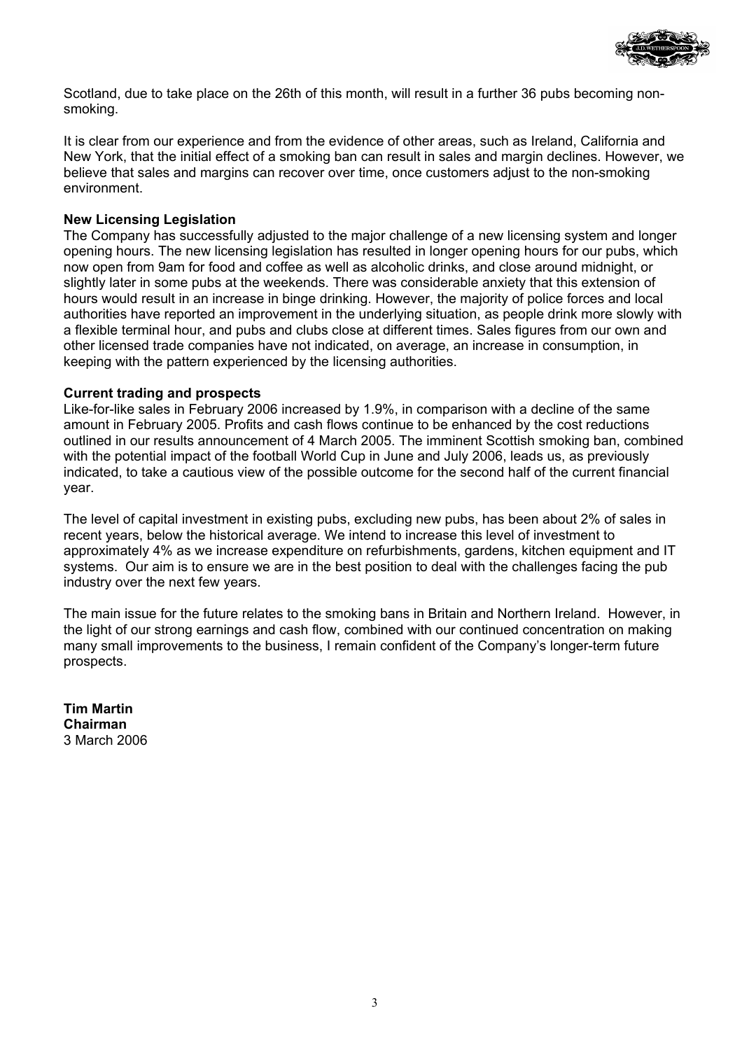Scotland, due to take place on the 26th of this month, will result in a further 36 pubs becoming non-smoking.

It is clear from our experience and from the evidence of other areas, such as Ireland, California and New York, that the initial effect of a smoking ban can result in sales and margin declines. However, we believe that sales and margins can recover over time, once customers adjust to the non-smoking environment.

**New Licensing Legislation**

The Company has successfully adjusted to the major challenge of a new licensing system and longer opening hours. The new licensing legislation has resulted in longer opening hours for our pubs, which now open from 9am for food and coffee as well as alcoholic drinks, and close around midnight, or slightly later in some pubs at the weekends. There was considerable anxiety that this extension of hours would result in an increase in binge drinking. However, the majority of police forces and local authorities have reported an improvement in the underlying situation, as people drink more slowly with a flexible terminal hour, and pubs and clubs close at different times. Sales figures from our own and other licensed trade companies have not indicated, on average, an increase in consumption, in keeping with the pattern experienced by the licensing authorities.

**Current trading and prospects**

Like-for-like sales in February 2006 increased by 1.9%, in comparison with a decline of the same amount in February 2005. Profits and cash flows continue to be enhanced by the cost reductions outlined in our results announcement of 4 March 2005. The imminent Scottish smoking ban, combined with the potential impact of the football World Cup in June and July 2006, leads us, as previously indicated, to take a cautious view of the possible outcome for the second half of the current financial year.

The level of capital investment in existing pubs, excluding new pubs, has been about 2% of sales in recent years, below the historical average. We intend to increase this level of investment to approximately 4% as we increase expenditure on refurbishments, gardens, kitchen equipment and IT systems. Our aim is to ensure we are in the best position to deal with the challenges facing the pub industry over the next few years.

The main issue for the future relates to the smoking bans in Britain and Northern Ireland. However, in the light of our strong earnings and cash flow, combined with our continued concentration on making many small improvements to the business, I remain confident of the Company's longer-term future prospects.

**Tim Martin**
**Chairman**
3 March 2006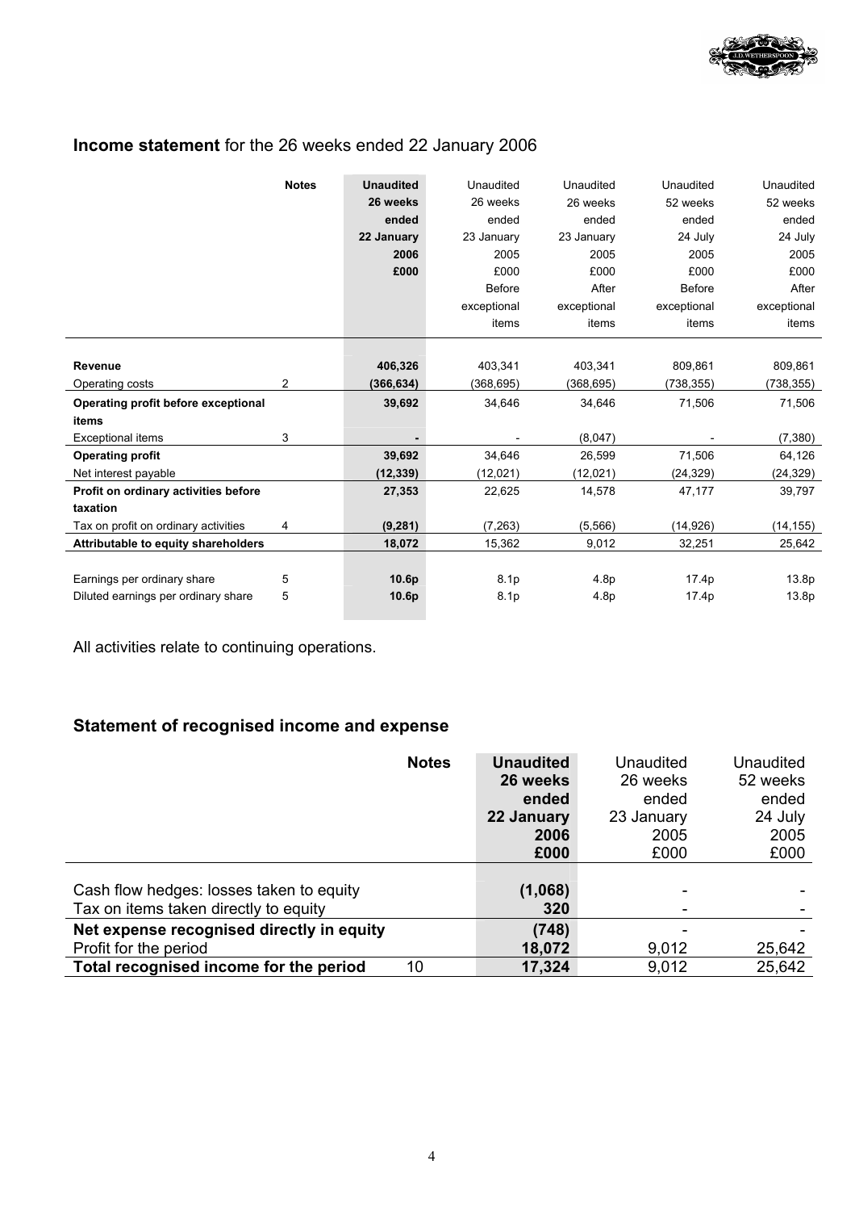## **Income statement** for the 26 weeks ended 22 January 2006

| | Notes | **Unaudited 26 weeks ended 22 January 2006 £000** | Unaudited 26 weeks ended 23 January 2005 £000 Before exceptional items | Unaudited 26 weeks ended 23 January 2005 £000 After exceptional items | Unaudited 52 weeks ended 24 July 2005 £000 Before exceptional items | Unaudited 52 weeks ended 24 July 2005 £000 After exceptional items |
|---|---|---|---|---|---|---|
| **Revenue** | | **406,326** | 403,341 | 403,341 | 809,861 | 809,861 |
| Operating costs | 2 | **(366,634)** | (368,695) | (368,695) | (738,355) | (738,355) |
| **Operating profit before exceptional items** | | **39,692** | 34,646 | 34,646 | 71,506 | 71,506 |
| Exceptional items | 3 | **-** | - | (8,047) | - | (7,380) |
| **Operating profit** | | **39,692** | 34,646 | 26,599 | 71,506 | 64,126 |
| Net interest payable | | **(12,339)** | (12,021) | (12,021) | (24,329) | (24,329) |
| **Profit on ordinary activities before taxation** | | **27,353** | 22,625 | 14,578 | 47,177 | 39,797 |
| Tax on profit on ordinary activities | 4 | **(9,281)** | (7,263) | (5,566) | (14,926) | (14,155) |
| **Attributable to equity shareholders** | | **18,072** | 15,362 | 9,012 | 32,251 | 25,642 |
| Earnings per ordinary share | 5 | **10.6p** | 8.1p | 4.8p | 17.4p | 13.8p |
| Diluted earnings per ordinary share | 5 | **10.6p** | 8.1p | 4.8p | 17.4p | 13.8p |

All activities relate to continuing operations.

## **Statement of recognised income and expense**

| | Notes | **Unaudited 26 weeks ended 22 January 2006 £000** | Unaudited 26 weeks ended 23 January 2005 £000 | Unaudited 52 weeks ended 24 July 2005 £000 |
|---|---|---|---|---|
| Cash flow hedges: losses taken to equity | | **(1,068)** | - | - |
| Tax on items taken directly to equity | | **320** | - | - |
| **Net expense recognised directly in equity** | | **(748)** | - | - |
| Profit for the period | | **18,072** | 9,012 | 25,642 |
| **Total recognised income for the period** | 10 | **17,324** | 9,012 | 25,642 |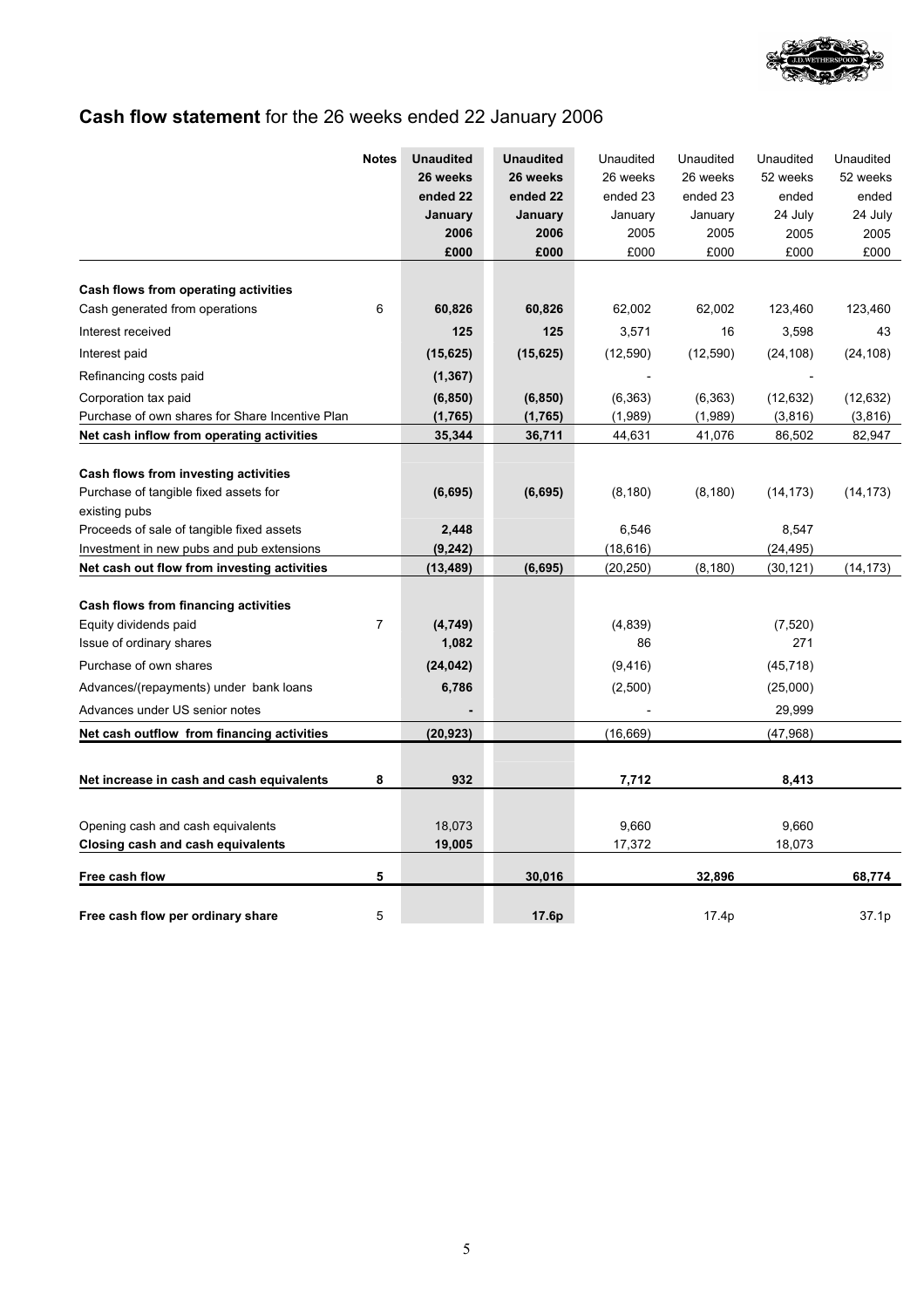## **Cash flow statement** for the 26 weeks ended 22 January 2006

| | Notes | **Unaudited 26 weeks ended 22 January 2006 £000** | **Unaudited 26 weeks ended 22 January 2006 £000** | Unaudited 26 weeks ended 23 January 2005 £000 | Unaudited 26 weeks ended 23 January 2005 £000 | Unaudited 52 weeks ended 24 July 2005 £000 | Unaudited 52 weeks ended 24 July 2005 £000 |
|---|---|---|---|---|---|---|---|
| **Cash flows from operating activities** | | | | | | | |
| Cash generated from operations | 6 | **60,826** | **60,826** | 62,002 | 62,002 | 123,460 | 123,460 |
| Interest received | | **125** | **125** | 3,571 | 16 | 3,598 | 43 |
| Interest paid | | **(15,625)** | **(15,625)** | (12,590) | (12,590) | (24,108) | (24,108) |
| Refinancing costs paid | | **(1,367)** | | - | | - | |
| Corporation tax paid | | **(6,850)** | **(6,850)** | (6,363) | (6,363) | (12,632) | (12,632) |
| Purchase of own shares for Share Incentive Plan | | **(1,765)** | **(1,765)** | (1,989) | (1,989) | (3,816) | (3,816) |
| **Net cash inflow from operating activities** | | **35,344** | **36,711** | 44,631 | 41,076 | 86,502 | 82,947 |
| **Cash flows from investing activities** | | | | | | | |
| Purchase of tangible fixed assets for existing pubs | | **(6,695)** | **(6,695)** | (8,180) | (8,180) | (14,173) | (14,173) |
| Proceeds of sale of tangible fixed assets | | **2,448** | | 6,546 | | 8,547 | |
| Investment in new pubs and pub extensions | | **(9,242)** | | (18,616) | | (24,495) | |
| **Net cash out flow from investing activities** | | **(13,489)** | **(6,695)** | (20,250) | (8,180) | (30,121) | (14,173) |
| **Cash flows from financing activities** | | | | | | | |
| Equity dividends paid | 7 | **(4,749)** | | (4,839) | | (7,520) | |
| Issue of ordinary shares | | **1,082** | | 86 | | 271 | |
| Purchase of own shares | | **(24,042)** | | (9,416) | | (45,718) | |
| Advances/(repayments) under bank loans | | **6,786** | | (2,500) | | (25,000) | |
| Advances under US senior notes | | **-** | | - | | 29,999 | |
| **Net cash outflow from financing activities** | | **(20,923)** | | (16,669) | | (47,968) | |
| **Net increase in cash and cash equivalents** | **8** | **932** | | **7,712** | | **8,413** | |
| Opening cash and cash equivalents | | 18,073 | | 9,660 | | 9,660 | |
| **Closing cash and cash equivalents** | | **19,005** | | **17,372** | | **18,073** | |
| **Free cash flow** | **5** | | **30,016** | | **32,896** | | **68,774** |
| **Free cash flow per ordinary share** | 5 | | **17.6p** | | 17.4p | | 37.1p |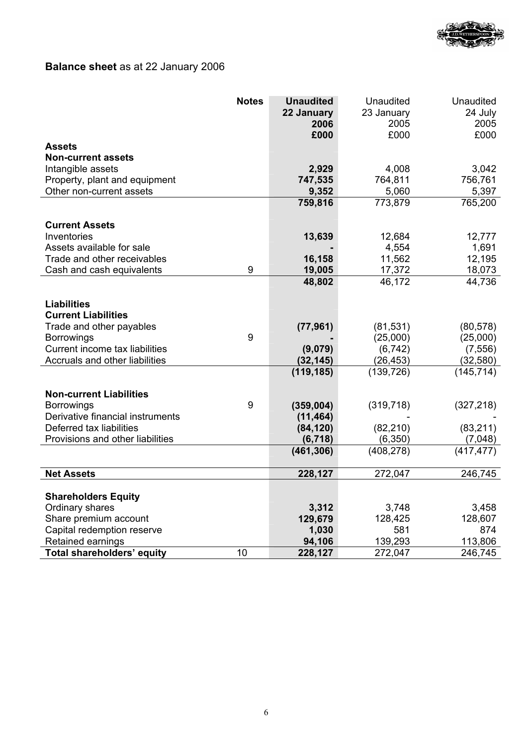**Balance sheet** as at 22 January 2006

| | Notes | **Unaudited 22 January 2006 £000** | Unaudited 23 January 2005 £000 | Unaudited 24 July 2005 £000 |
|---|---|---|---|---|
| **Assets** | | | | |
| **Non-current assets** | | | | |
| Intangible assets | | **2,929** | 4,008 | 3,042 |
| Property, plant and equipment | | **747,535** | 764,811 | 756,761 |
| Other non-current assets | | **9,352** | 5,060 | 5,397 |
| | | **759,816** | 773,879 | 765,200 |
| **Current Assets** | | | | |
| Inventories | | **13,639** | 12,684 | 12,777 |
| Assets available for sale | | **-** | 4,554 | 1,691 |
| Trade and other receivables | | **16,158** | 11,562 | 12,195 |
| Cash and cash equivalents | 9 | **19,005** | 17,372 | 18,073 |
| | | **48,802** | 46,172 | 44,736 |
| **Liabilities** | | | | |
| **Current Liabilities** | | | | |
| Trade and other payables | | **(77,961)** | (81,531) | (80,578) |
| Borrowings | 9 | **-** | (25,000) | (25,000) |
| Current income tax liabilities | | **(9,079)** | (6,742) | (7,556) |
| Accruals and other liabilities | | **(32,145)** | (26,453) | (32,580) |
| | | **(119,185)** | (139,726) | (145,714) |
| **Non-current Liabilities** | | | | |
| Borrowings | 9 | **(359,004)** | (319,718) | (327,218) |
| Derivative financial instruments | | **(11,464)** | - | - |
| Deferred tax liabilities | | **(84,120)** | (82,210) | (83,211) |
| Provisions and other liabilities | | **(6,718)** | (6,350) | (7,048) |
| | | **(461,306)** | (408,278) | (417,477) |
| **Net Assets** | | **228,127** | 272,047 | 246,745 |
| **Shareholders Equity** | | | | |
| Ordinary shares | | **3,312** | 3,748 | 3,458 |
| Share premium account | | **129,679** | 128,425 | 128,607 |
| Capital redemption reserve | | **1,030** | 581 | 874 |
| Retained earnings | | **94,106** | 139,293 | 113,806 |
| **Total shareholders' equity** | 10 | **228,127** | 272,047 | 246,745 |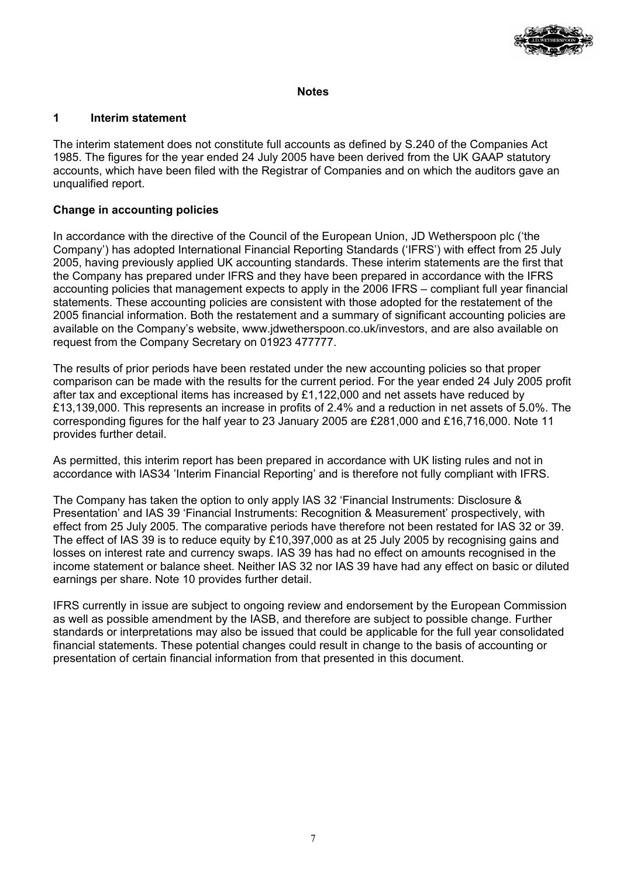## Notes

### 1 Interim statement

The interim statement does not constitute full accounts as defined by S.240 of the Companies Act 1985. The figures for the year ended 24 July 2005 have been derived from the UK GAAP statutory accounts, which have been filed with the Registrar of Companies and on which the auditors gave an unqualified report.

**Change in accounting policies**

In accordance with the directive of the Council of the European Union, JD Wetherspoon plc ('the Company') has adopted International Financial Reporting Standards ('IFRS') with effect from 25 July 2005, having previously applied UK accounting standards. These interim statements are the first that the Company has prepared under IFRS and they have been prepared in accordance with the IFRS accounting policies that management expects to apply in the 2006 IFRS – compliant full year financial statements. These accounting policies are consistent with those adopted for the restatement of the 2005 financial information. Both the restatement and a summary of significant accounting policies are available on the Company's website, www.jdwetherspoon.co.uk/investors, and are also available on request from the Company Secretary on 01923 477777.

The results of prior periods have been restated under the new accounting policies so that proper comparison can be made with the results for the current period. For the year ended 24 July 2005 profit after tax and exceptional items has increased by £1,122,000 and net assets have reduced by £13,139,000. This represents an increase in profits of 2.4% and a reduction in net assets of 5.0%. The corresponding figures for the half year to 23 January 2005 are £281,000 and £16,716,000. Note 11 provides further detail.

As permitted, this interim report has been prepared in accordance with UK listing rules and not in accordance with IAS34 'Interim Financial Reporting' and is therefore not fully compliant with IFRS.

The Company has taken the option to only apply IAS 32 'Financial Instruments: Disclosure & Presentation' and IAS 39 'Financial Instruments: Recognition & Measurement' prospectively, with effect from 25 July 2005. The comparative periods have therefore not been restated for IAS 32 or 39. The effect of IAS 39 is to reduce equity by £10,397,000 as at 25 July 2005 by recognising gains and losses on interest rate and currency swaps. IAS 39 has had no effect on amounts recognised in the income statement or balance sheet. Neither IAS 32 nor IAS 39 have had any effect on basic or diluted earnings per share. Note 10 provides further detail.

IFRS currently in issue are subject to ongoing review and endorsement by the European Commission as well as possible amendment by the IASB, and therefore are subject to possible change. Further standards or interpretations may also be issued that could be applicable for the full year consolidated financial statements. These potential changes could result in change to the basis of accounting or presentation of certain financial information from that presented in this document.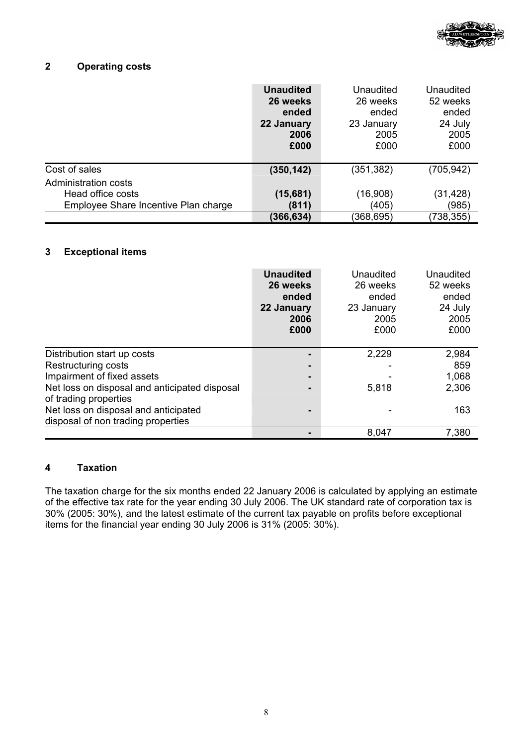## 2 Operating costs

| | **Unaudited 26 weeks ended 22 January 2006 £000** | Unaudited 26 weeks ended 23 January 2005 £000 | Unaudited 52 weeks ended 24 July 2005 £000 |
|---|---|---|---|
| Cost of sales | **(350,142)** | (351,382) | (705,942) |
| Administration costs | | | |
| Head office costs | **(15,681)** | (16,908) | (31,428) |
| Employee Share Incentive Plan charge | **(811)** | (405) | (985) |
| | **(366,634)** | (368,695) | (738,355) |

## 3 Exceptional items

| | **Unaudited 26 weeks ended 22 January 2006 £000** | Unaudited 26 weeks ended 23 January 2005 £000 | Unaudited 52 weeks ended 24 July 2005 £000 |
|---|---|---|---|
| Distribution start up costs | **-** | 2,229 | 2,984 |
| Restructuring costs | **-** | - | 859 |
| Impairment of fixed assets | **-** | - | 1,068 |
| Net loss on disposal and anticipated disposal of trading properties | **-** | 5,818 | 2,306 |
| Net loss on disposal and anticipated disposal of non trading properties | **-** | - | 163 |
| | **-** | 8,047 | 7,380 |

## 4 Taxation

The taxation charge for the six months ended 22 January 2006 is calculated by applying an estimate of the effective tax rate for the year ending 30 July 2006. The UK standard rate of corporation tax is 30% (2005: 30%), and the latest estimate of the current tax payable on profits before exceptional items for the financial year ending 30 July 2006 is 31% (2005: 30%).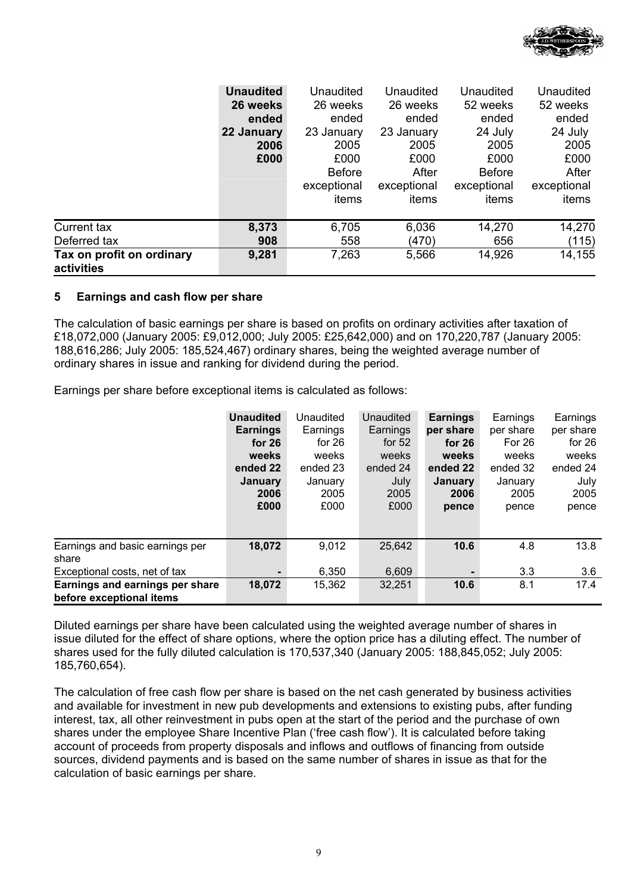| | **Unaudited 26 weeks ended 22 January 2006 £000** | Unaudited 26 weeks ended 23 January 2005 £000 Before exceptional items | Unaudited 26 weeks ended 23 January 2005 £000 After exceptional items | Unaudited 52 weeks ended 24 July 2005 £000 Before exceptional items | Unaudited 52 weeks ended 24 July 2005 £000 After exceptional items |
|---|---|---|---|---|---|
| Current tax | **8,373** | 6,705 | 6,036 | 14,270 | 14,270 |
| Deferred tax | **908** | 558 | (470) | 656 | (115) |
| **Tax on profit on ordinary activities** | **9,281** | 7,263 | 5,566 | 14,926 | 14,155 |

## 5 Earnings and cash flow per share

The calculation of basic earnings per share is based on profits on ordinary activities after taxation of £18,072,000 (January 2005: £9,012,000; July 2005: £25,642,000) and on 170,220,787 (January 2005: 188,616,286; July 2005: 185,524,467) ordinary shares, being the weighted average number of ordinary shares in issue and ranking for dividend during the period.

Earnings per share before exceptional items is calculated as follows:

| | **Unaudited Earnings for 26 weeks ended 22 January 2006 £000** | Unaudited Earnings for 26 weeks ended 23 January 2005 £000 | Unaudited Earnings for 52 weeks ended 24 July 2005 £000 | **Earnings per share for 26 weeks ended 22 January 2006 pence** | Earnings per share For 26 weeks ended 32 January 2005 pence | Earnings per share for 26 weeks ended 24 July 2005 pence |
|---|---|---|---|---|---|---|
| Earnings and basic earnings per share | **18,072** | 9,012 | 25,642 | **10.6** | 4.8 | 13.8 |
| Exceptional costs, net of tax | **-** | 6,350 | 6,609 | **-** | 3.3 | 3.6 |
| **Earnings and earnings per share before exceptional items** | **18,072** | 15,362 | 32,251 | **10.6** | 8.1 | 17.4 |

Diluted earnings per share have been calculated using the weighted average number of shares in issue diluted for the effect of share options, where the option price has a diluting effect. The number of shares used for the fully diluted calculation is 170,537,340 (January 2005: 188,845,052; July 2005: 185,760,654).

The calculation of free cash flow per share is based on the net cash generated by business activities and available for investment in new pub developments and extensions to existing pubs, after funding interest, tax, all other reinvestment in pubs open at the start of the period and the purchase of own shares under the employee Share Incentive Plan ('free cash flow'). It is calculated before taking account of proceeds from property disposals and inflows and outflows of financing from outside sources, dividend payments and is based on the same number of shares in issue as that for the calculation of basic earnings per share.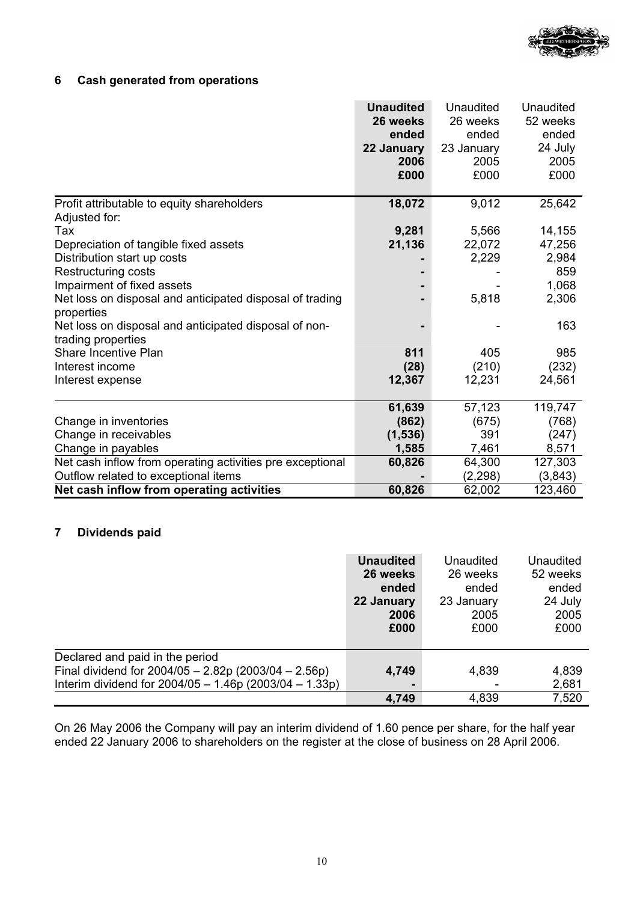## 6 Cash generated from operations

| | **Unaudited 26 weeks ended 22 January 2006 £000** | Unaudited 26 weeks ended 23 January 2005 £000 | Unaudited 52 weeks ended 24 July 2005 £000 |
|---|---|---|---|
| Profit attributable to equity shareholders | **18,072** | 9,012 | 25,642 |
| Adjusted for: | | | |
| Tax | **9,281** | 5,566 | 14,155 |
| Depreciation of tangible fixed assets | **21,136** | 22,072 | 47,256 |
| Distribution start up costs | **-** | 2,229 | 2,984 |
| Restructuring costs | **-** | - | 859 |
| Impairment of fixed assets | **-** | - | 1,068 |
| Net loss on disposal and anticipated disposal of trading properties | **-** | 5,818 | 2,306 |
| Net loss on disposal and anticipated disposal of non-trading properties | **-** | - | 163 |
| Share Incentive Plan | **811** | 405 | 985 |
| Interest income | **(28)** | (210) | (232) |
| Interest expense | **12,367** | 12,231 | 24,561 |
| | **61,639** | 57,123 | 119,747 |
| Change in inventories | **(862)** | (675) | (768) |
| Change in receivables | **(1,536)** | 391 | (247) |
| Change in payables | **1,585** | 7,461 | 8,571 |
| Net cash inflow from operating activities pre exceptional | **60,826** | 64,300 | 127,303 |
| Outflow related to exceptional items | **-** | (2,298) | (3,843) |
| **Net cash inflow from operating activities** | **60,826** | 62,002 | 123,460 |

## 7 Dividends paid

| | **Unaudited 26 weeks ended 22 January 2006 £000** | Unaudited 26 weeks ended 23 January 2005 £000 | Unaudited 52 weeks ended 24 July 2005 £000 |
|---|---|---|---|
| Declared and paid in the period | | | |
| Final dividend for 2004/05 – 2.82p (2003/04 – 2.56p) | **4,749** | 4,839 | 4,839 |
| Interim dividend for 2004/05 – 1.46p (2003/04 – 1.33p) | **-** | - | 2,681 |
| | **4,749** | 4,839 | 7,520 |

On 26 May 2006 the Company will pay an interim dividend of 1.60 pence per share, for the half year ended 22 January 2006 to shareholders on the register at the close of business on 28 April 2006.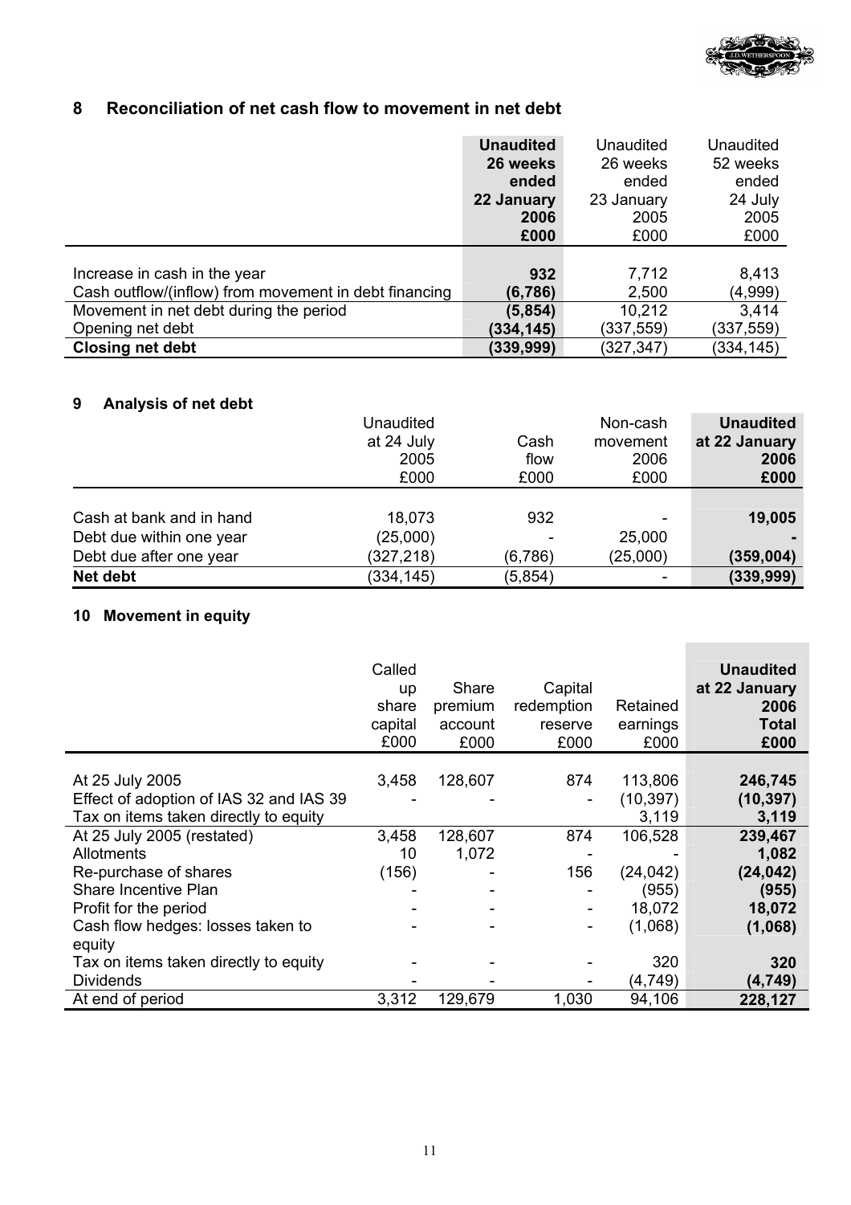## 8 Reconciliation of net cash flow to movement in net debt

| | **Unaudited 26 weeks ended 22 January 2006 £000** | Unaudited 26 weeks ended 23 January 2005 £000 | Unaudited 52 weeks ended 24 July 2005 £000 |
|---|---|---|---|
| Increase in cash in the year | **932** | 7,712 | 8,413 |
| Cash outflow/(inflow) from movement in debt financing | **(6,786)** | 2,500 | (4,999) |
| Movement in net debt during the period | **(5,854)** | 10,212 | 3,414 |
| Opening net debt | **(334,145)** | (337,559) | (337,559) |
| **Closing net debt** | **(339,999)** | (327,347) | (334,145) |

## 9 Analysis of net debt

| | Unaudited at 24 July 2005 £000 | Cash flow £000 | Non-cash movement 2006 £000 | **Unaudited at 22 January 2006 £000** |
|---|---|---|---|---|
| Cash at bank and in hand | 18,073 | 932 | - | **19,005** |
| Debt due within one year | (25,000) | - | 25,000 | **-** |
| Debt due after one year | (327,218) | (6,786) | (25,000) | **(359,004)** |
| **Net debt** | (334,145) | (5,854) | - | **(339,999)** |

## 10 Movement in equity

| | Called up share capital £000 | Share premium account £000 | Capital redemption reserve £000 | Retained earnings £000 | **Unaudited at 22 January 2006 Total £000** |
|---|---|---|---|---|---|
| At 25 July 2005 | 3,458 | 128,607 | 874 | 113,806 | **246,745** |
| Effect of adoption of IAS 32 and IAS 39 | - | - | - | (10,397) | **(10,397)** |
| Tax on items taken directly to equity | | | | 3,119 | **3,119** |
| At 25 July 2005 (restated) | 3,458 | 128,607 | 874 | 106,528 | **239,467** |
| Allotments | 10 | 1,072 | - | - | **1,082** |
| Re-purchase of shares | (156) | - | 156 | (24,042) | **(24,042)** |
| Share Incentive Plan | - | - | - | (955) | **(955)** |
| Profit for the period | - | - | - | 18,072 | **18,072** |
| Cash flow hedges: losses taken to equity | - | - | - | (1,068) | **(1,068)** |
| Tax on items taken directly to equity | - | - | - | 320 | **320** |
| Dividends | - | - | - | (4,749) | **(4,749)** |
| At end of period | 3,312 | 129,679 | 1,030 | 94,106 | **228,127** |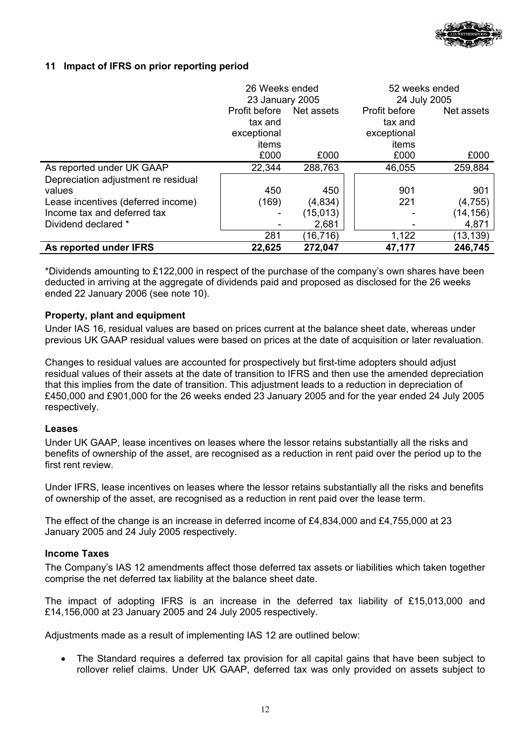## 11 Impact of IFRS on prior reporting period

| | 26 Weeks ended 23 January 2005 | | 52 weeks ended 24 July 2005 | |
|---|---|---|---|---|
| | Profit before tax and exceptional items | Net assets | Profit before tax and exceptional items | Net assets |
| | £000 | £000 | £000 | £000 |
| As reported under UK GAAP | 22,344 | 288,763 | 46,055 | 259,884 |
| Depreciation adjustment re residual values | 450 | 450 | 901 | 901 |
| Lease incentives (deferred income) | (169) | (4,834) | 221 | (4,755) |
| Income tax and deferred tax | - | (15,013) | - | (14,156) |
| Dividend declared * | - | 2,681 | - | 4,871 |
| | 281 | (16,716) | 1,122 | (13,139) |
| **As reported under IFRS** | **22,625** | **272,047** | **47,177** | **246,745** |

*Dividends amounting to £122,000 in respect of the purchase of the company's own shares have been deducted in arriving at the aggregate of dividends paid and proposed as disclosed for the 26 weeks ended 22 January 2006 (see note 10).

### Property, plant and equipment

Under IAS 16, residual values are based on prices current at the balance sheet date, whereas under previous UK GAAP residual values were based on prices at the date of acquisition or later revaluation.

Changes to residual values are accounted for prospectively but first-time adopters should adjust residual values of their assets at the date of transition to IFRS and then use the amended depreciation that this implies from the date of transition. This adjustment leads to a reduction in depreciation of £450,000 and £901,000 for the 26 weeks ended 23 January 2005 and for the year ended 24 July 2005 respectively.

### Leases

Under UK GAAP, lease incentives on leases where the lessor retains substantially all the risks and benefits of ownership of the asset, are recognised as a reduction in rent paid over the period up to the first rent review.

Under IFRS, lease incentives on leases where the lessor retains substantially all the risks and benefits of ownership of the asset, are recognised as a reduction in rent paid over the lease term.

The effect of the change is an increase in deferred income of £4,834,000 and £4,755,000 at 23 January 2005 and 24 July 2005 respectively.

### Income Taxes

The Company's IAS 12 amendments affect those deferred tax assets or liabilities which taken together comprise the net deferred tax liability at the balance sheet date.

The impact of adopting IFRS is an increase in the deferred tax liability of £15,013,000 and £14,156,000 at 23 January 2005 and 24 July 2005 respectively.

Adjustments made as a result of implementing IAS 12 are outlined below:

- The Standard requires a deferred tax provision for all capital gains that have been subject to rollover relief claims. Under UK GAAP, deferred tax was only provided on assets subject to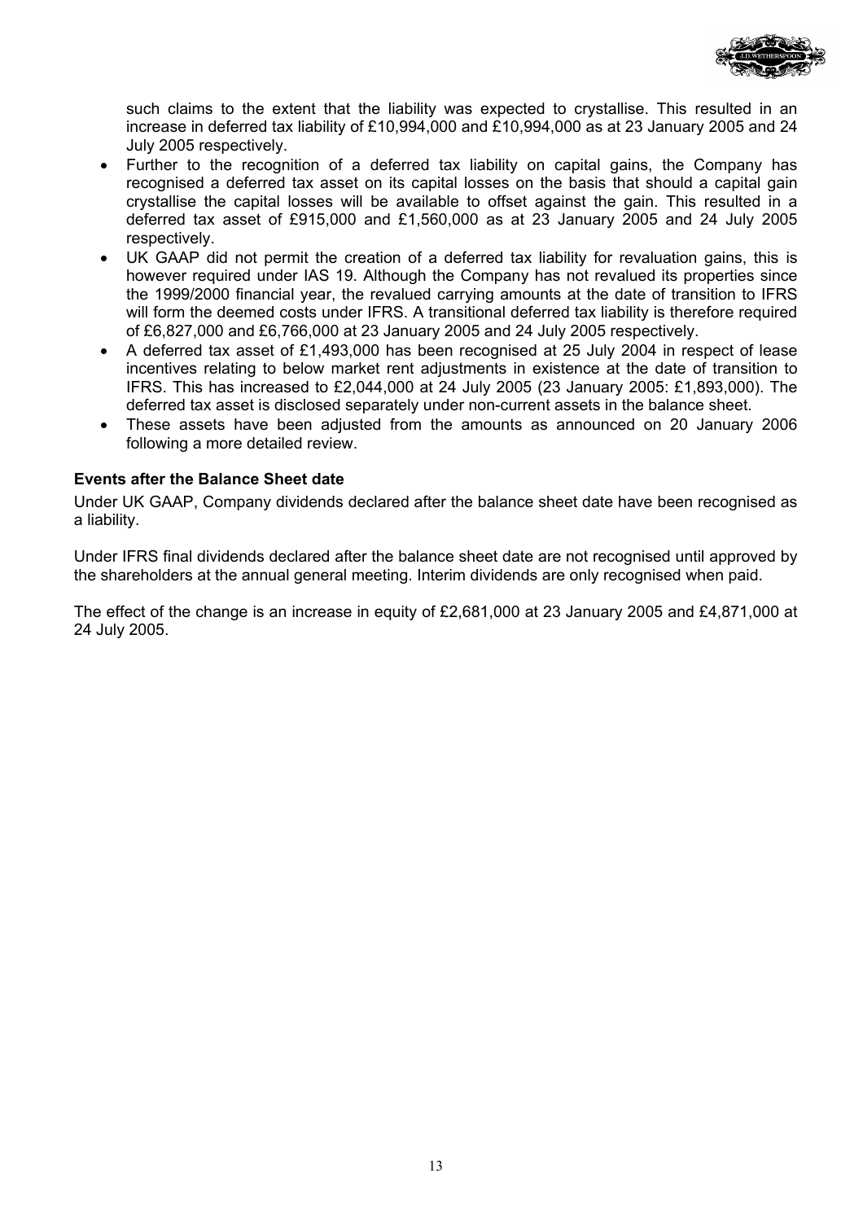such claims to the extent that the liability was expected to crystallise. This resulted in an increase in deferred tax liability of £10,994,000 and £10,994,000 as at 23 January 2005 and 24 July 2005 respectively.

- Further to the recognition of a deferred tax liability on capital gains, the Company has recognised a deferred tax asset on its capital losses on the basis that should a capital gain crystallise the capital losses will be available to offset against the gain. This resulted in a deferred tax asset of £915,000 and £1,560,000 as at 23 January 2005 and 24 July 2005 respectively.
- UK GAAP did not permit the creation of a deferred tax liability for revaluation gains, this is however required under IAS 19. Although the Company has not revalued its properties since the 1999/2000 financial year, the revalued carrying amounts at the date of transition to IFRS will form the deemed costs under IFRS. A transitional deferred tax liability is therefore required of £6,827,000 and £6,766,000 at 23 January 2005 and 24 July 2005 respectively.
- A deferred tax asset of £1,493,000 has been recognised at 25 July 2004 in respect of lease incentives relating to below market rent adjustments in existence at the date of transition to IFRS. This has increased to £2,044,000 at 24 July 2005 (23 January 2005: £1,893,000). The deferred tax asset is disclosed separately under non-current assets in the balance sheet.
- These assets have been adjusted from the amounts as announced on 20 January 2006 following a more detailed review.

**Events after the Balance Sheet date**

Under UK GAAP, Company dividends declared after the balance sheet date have been recognised as a liability.

Under IFRS final dividends declared after the balance sheet date are not recognised until approved by the shareholders at the annual general meeting. Interim dividends are only recognised when paid.

The effect of the change is an increase in equity of £2,681,000 at 23 January 2005 and £4,871,000 at 24 July 2005.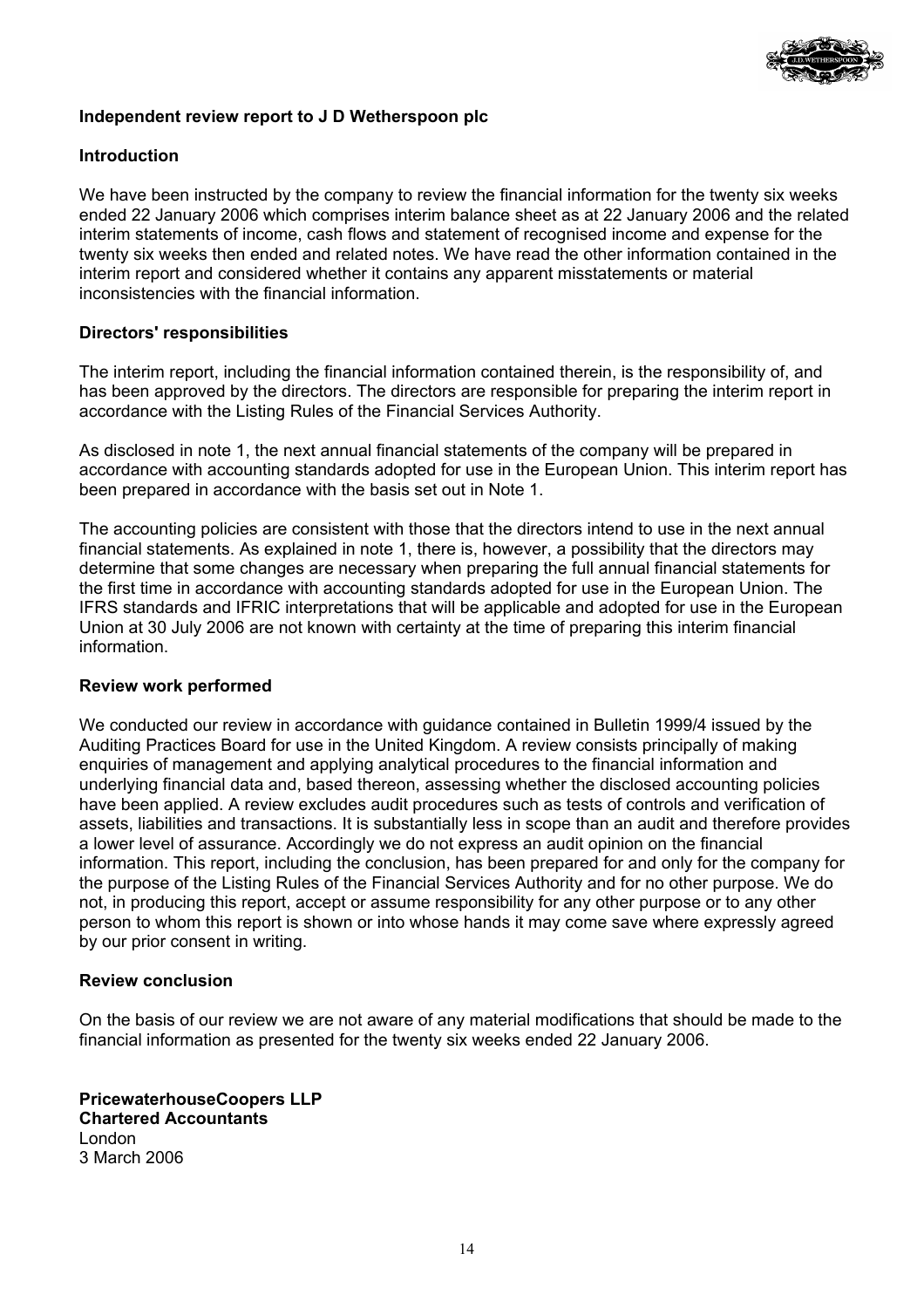## Independent review report to J D Wetherspoon plc

### Introduction

We have been instructed by the company to review the financial information for the twenty six weeks ended 22 January 2006 which comprises interim balance sheet as at 22 January 2006 and the related interim statements of income, cash flows and statement of recognised income and expense for the twenty six weeks then ended and related notes. We have read the other information contained in the interim report and considered whether it contains any apparent misstatements or material inconsistencies with the financial information.

### Directors' responsibilities

The interim report, including the financial information contained therein, is the responsibility of, and has been approved by the directors. The directors are responsible for preparing the interim report in accordance with the Listing Rules of the Financial Services Authority.

As disclosed in note 1, the next annual financial statements of the company will be prepared in accordance with accounting standards adopted for use in the European Union. This interim report has been prepared in accordance with the basis set out in Note 1.

The accounting policies are consistent with those that the directors intend to use in the next annual financial statements. As explained in note 1, there is, however, a possibility that the directors may determine that some changes are necessary when preparing the full annual financial statements for the first time in accordance with accounting standards adopted for use in the European Union. The IFRS standards and IFRIC interpretations that will be applicable and adopted for use in the European Union at 30 July 2006 are not known with certainty at the time of preparing this interim financial information.

### Review work performed

We conducted our review in accordance with guidance contained in Bulletin 1999/4 issued by the Auditing Practices Board for use in the United Kingdom. A review consists principally of making enquiries of management and applying analytical procedures to the financial information and underlying financial data and, based thereon, assessing whether the disclosed accounting policies have been applied. A review excludes audit procedures such as tests of controls and verification of assets, liabilities and transactions. It is substantially less in scope than an audit and therefore provides a lower level of assurance. Accordingly we do not express an audit opinion on the financial information. This report, including the conclusion, has been prepared for and only for the company for the purpose of the Listing Rules of the Financial Services Authority and for no other purpose. We do not, in producing this report, accept or assume responsibility for any other purpose or to any other person to whom this report is shown or into whose hands it may come save where expressly agreed by our prior consent in writing.

### Review conclusion

On the basis of our review we are not aware of any material modifications that should be made to the financial information as presented for the twenty six weeks ended 22 January 2006.

**PricewaterhouseCoopers LLP**
**Chartered Accountants**
London
3 March 2006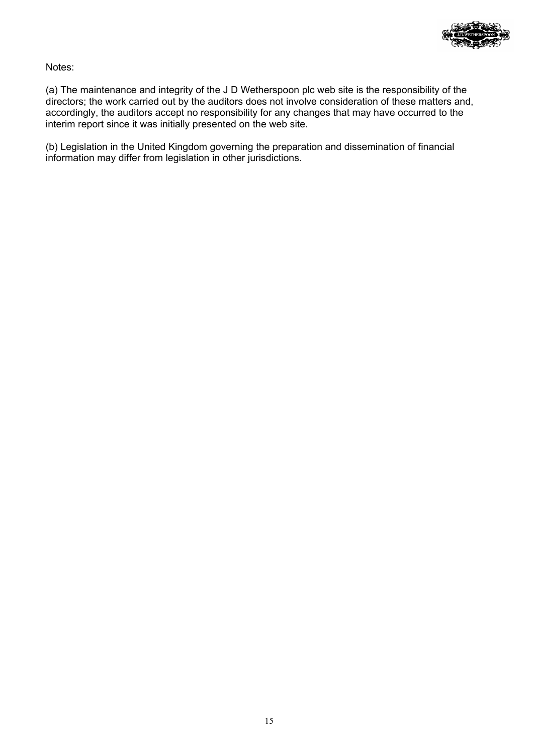Notes:

(a) The maintenance and integrity of the J D Wetherspoon plc web site is the responsibility of the directors; the work carried out by the auditors does not involve consideration of these matters and, accordingly, the auditors accept no responsibility for any changes that may have occurred to the interim report since it was initially presented on the web site.

(b) Legislation in the United Kingdom governing the preparation and dissemination of financial information may differ from legislation in other jurisdictions.